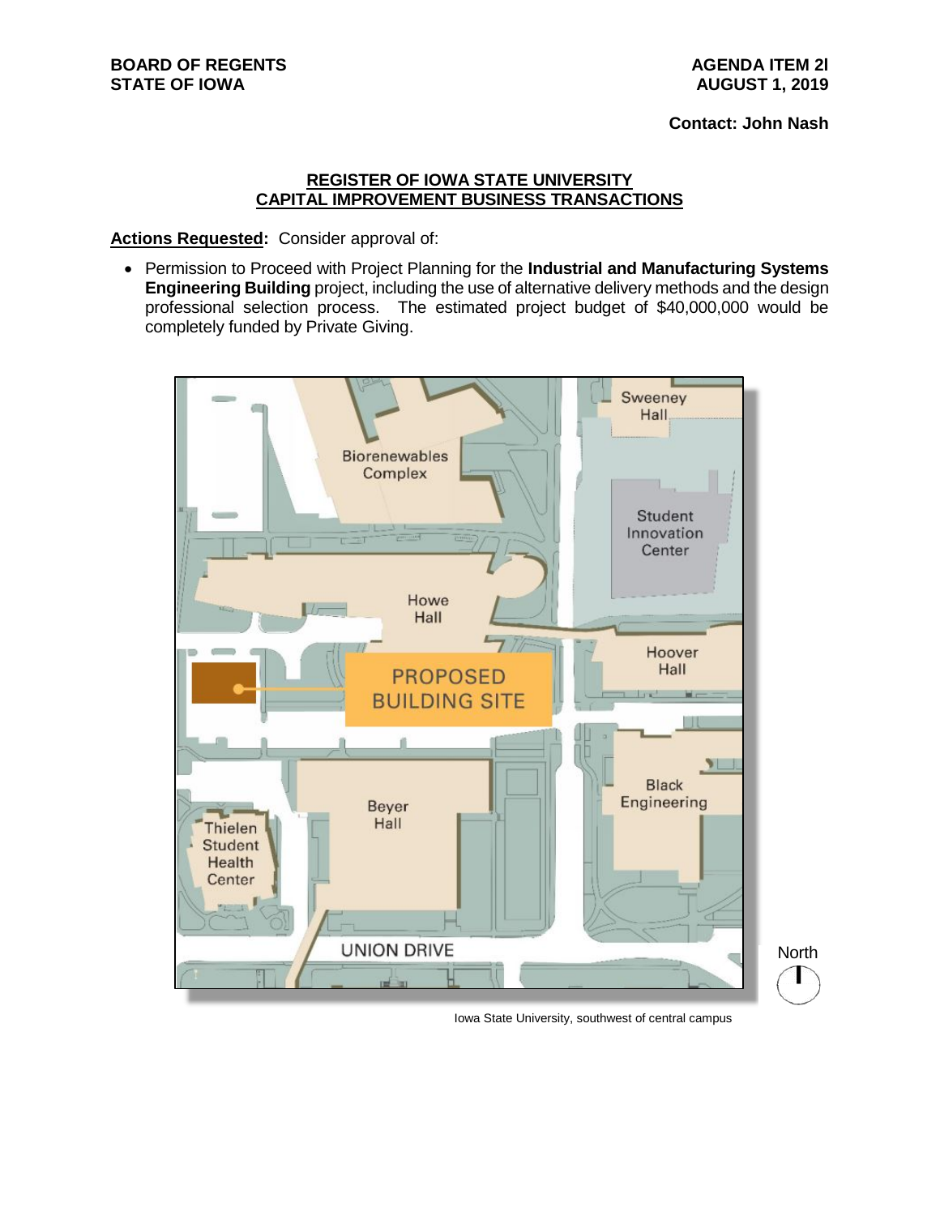**BOARD OF REGENTS**
**STATE OF IOWA**

**AGENDA ITEM 2l**
**AUGUST 1, 2019**

**Contact: John Nash**

## REGISTER OF IOWA STATE UNIVERSITY CAPITAL IMPROVEMENT BUSINESS TRANSACTIONS

**Actions Requested:** Consider approval of:

- Permission to Proceed with Project Planning for the **Industrial and Manufacturing Systems Engineering Building** project, including the use of alternative delivery methods and the design professional selection process. The estimated project budget of $40,000,000 would be completely funded by Private Giving.

Iowa State University, southwest of central campus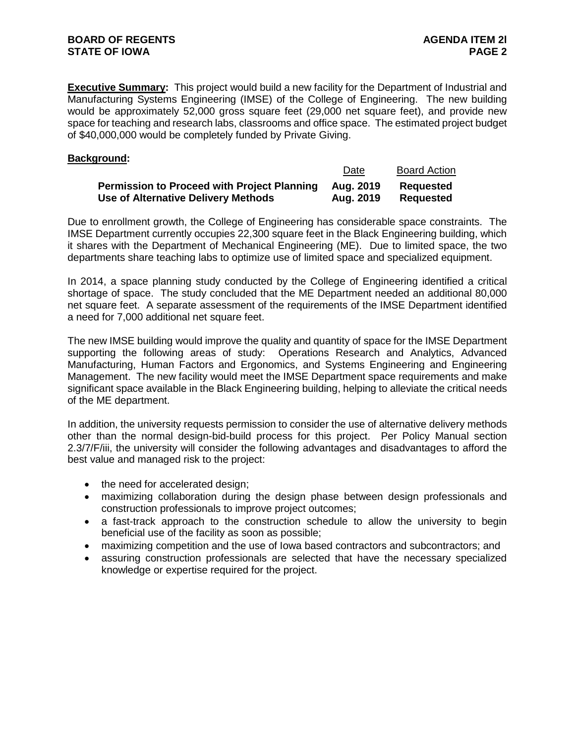**Executive Summary:** This project would build a new facility for the Department of Industrial and Manufacturing Systems Engineering (IMSE) of the College of Engineering. The new building would be approximately 52,000 gross square feet (29,000 net square feet), and provide new space for teaching and research labs, classrooms and office space. The estimated project budget of $40,000,000 would be completely funded by Private Giving.

**Background:**

| | Date | Board Action |
|---|---|---|
| **Permission to Proceed with Project Planning** | **Aug. 2019** | **Requested** |
| **Use of Alternative Delivery Methods** | **Aug. 2019** | **Requested** |

Due to enrollment growth, the College of Engineering has considerable space constraints. The IMSE Department currently occupies 22,300 square feet in the Black Engineering building, which it shares with the Department of Mechanical Engineering (ME). Due to limited space, the two departments share teaching labs to optimize use of limited space and specialized equipment.

In 2014, a space planning study conducted by the College of Engineering identified a critical shortage of space. The study concluded that the ME Department needed an additional 80,000 net square feet. A separate assessment of the requirements of the IMSE Department identified a need for 7,000 additional net square feet.

The new IMSE building would improve the quality and quantity of space for the IMSE Department supporting the following areas of study: Operations Research and Analytics, Advanced Manufacturing, Human Factors and Ergonomics, and Systems Engineering and Engineering Management. The new facility would meet the IMSE Department space requirements and make significant space available in the Black Engineering building, helping to alleviate the critical needs of the ME department.

In addition, the university requests permission to consider the use of alternative delivery methods other than the normal design-bid-build process for this project. Per Policy Manual section 2.3/7/F/iii, the university will consider the following advantages and disadvantages to afford the best value and managed risk to the project:

- the need for accelerated design;
- maximizing collaboration during the design phase between design professionals and construction professionals to improve project outcomes;
- a fast-track approach to the construction schedule to allow the university to begin beneficial use of the facility as soon as possible;
- maximizing competition and the use of Iowa based contractors and subcontractors; and
- assuring construction professionals are selected that have the necessary specialized knowledge or expertise required for the project.